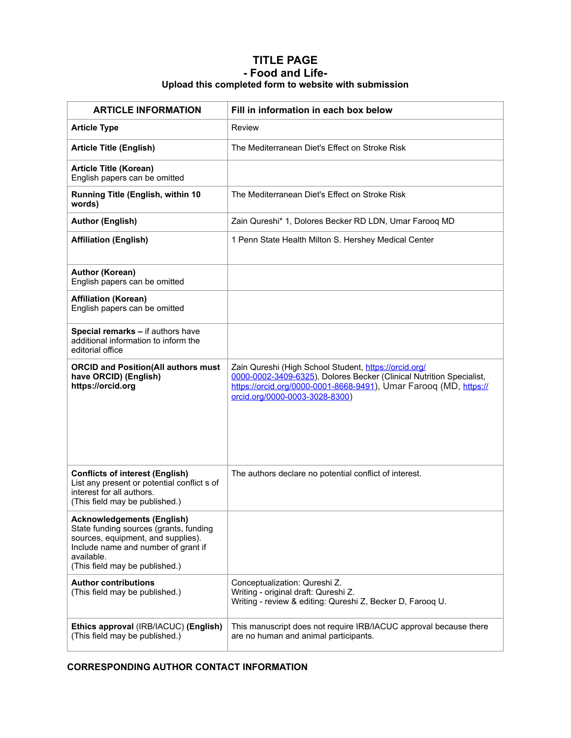# TITLE PAGE
## - Food and Life-
### Upload this completed form to website with submission

| ARTICLE INFORMATION | Fill in information in each box below |
|---|---|
| **Article Type** | Review |
| **Article Title (English)** | The Mediterranean Diet's Effect on Stroke Risk |
| **Article Title (Korean)** English papers can be omitted | |
| **Running Title (English, within 10 words)** | The Mediterranean Diet's Effect on Stroke Risk |
| **Author (English)** | Zain Qureshi* 1, Dolores Becker RD LDN, Umar Farooq MD |
| **Affiliation (English)** | 1 Penn State Health Milton S. Hershey Medical Center |
| **Author (Korean)** English papers can be omitted | |
| **Affiliation (Korean)** English papers can be omitted | |
| **Special remarks –** if authors have additional information to inform the editorial office | |
| **ORCID and Position(All authors must have ORCID) (English) https://orcid.org** | Zain Qureshi (High School Student, https://orcid.org/0000-0002-3409-6325), Dolores Becker (Clinical Nutrition Specialist, https://orcid.org/0000-0001-8668-9491), Umar Farooq (MD, https://orcid.org/0000-0003-3028-8300) |
| **Conflicts of interest (English)** List any present or potential conflict s of interest for all authors. (This field may be published.) | The authors declare no potential conflict of interest. |
| **Acknowledgements (English)** State funding sources (grants, funding sources, equipment, and supplies). Include name and number of grant if available. (This field may be published.) | |
| **Author contributions** (This field may be published.) | Conceptualization: Qureshi Z. Writing - original draft: Qureshi Z. Writing - review & editing: Qureshi Z, Becker D, Farooq U. |
| **Ethics approval** (IRB/IACUC) **(English)** (This field may be published.) | This manuscript does not require IRB/IACUC approval because there are no human and animal participants. |

**CORRESPONDING AUTHOR CONTACT INFORMATION**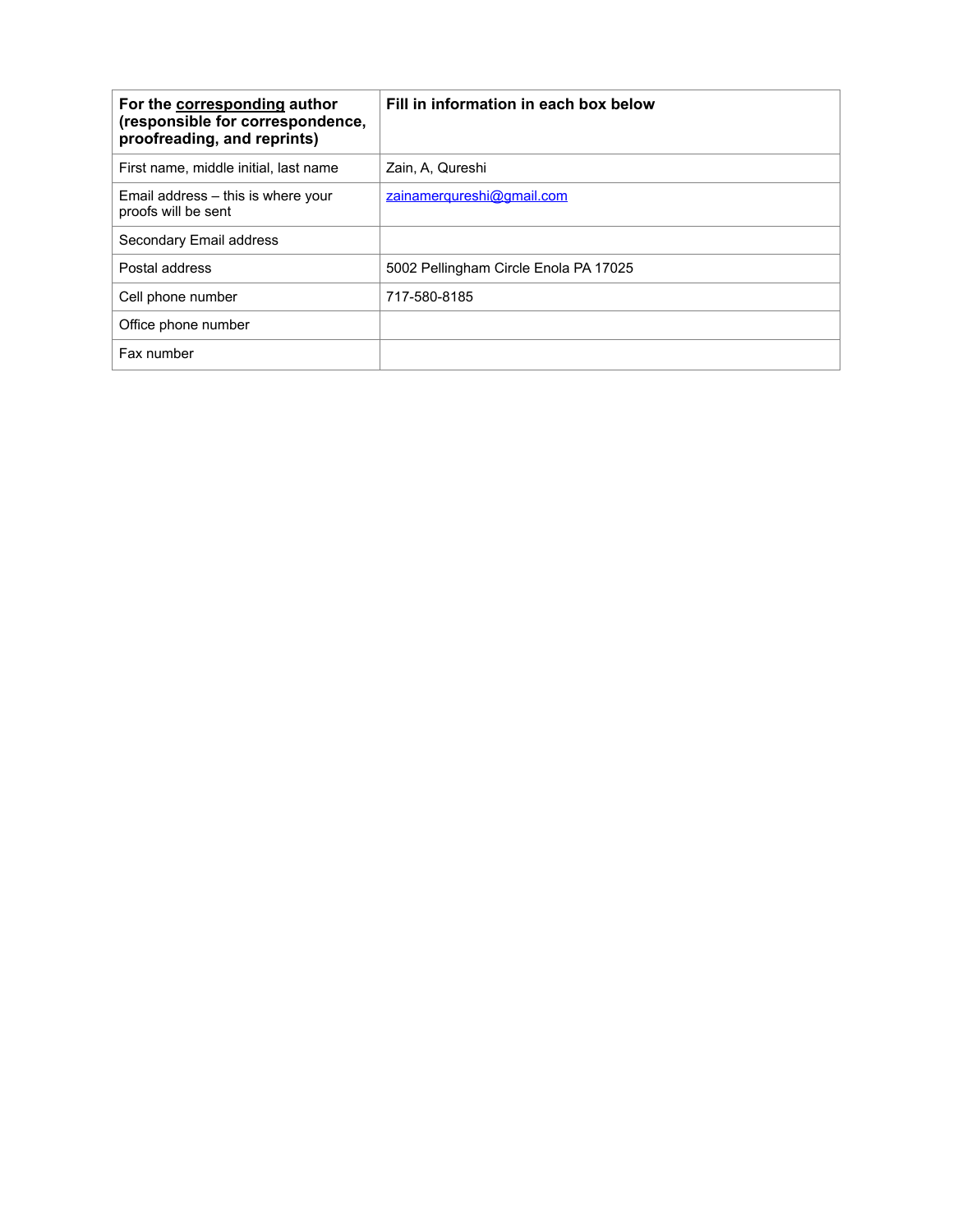| **For the <u>corresponding</u> author (responsible for correspondence, proofreading, and reprints)** | **Fill in information in each box below** |
|---|---|
| First name, middle initial, last name | Zain, A, Qureshi |
| Email address – this is where your proofs will be sent | zainamerqureshi@gmail.com |
| Secondary Email address | |
| Postal address | 5002 Pellingham Circle Enola PA 17025 |
| Cell phone number | 717-580-8185 |
| Office phone number | |
| Fax number | |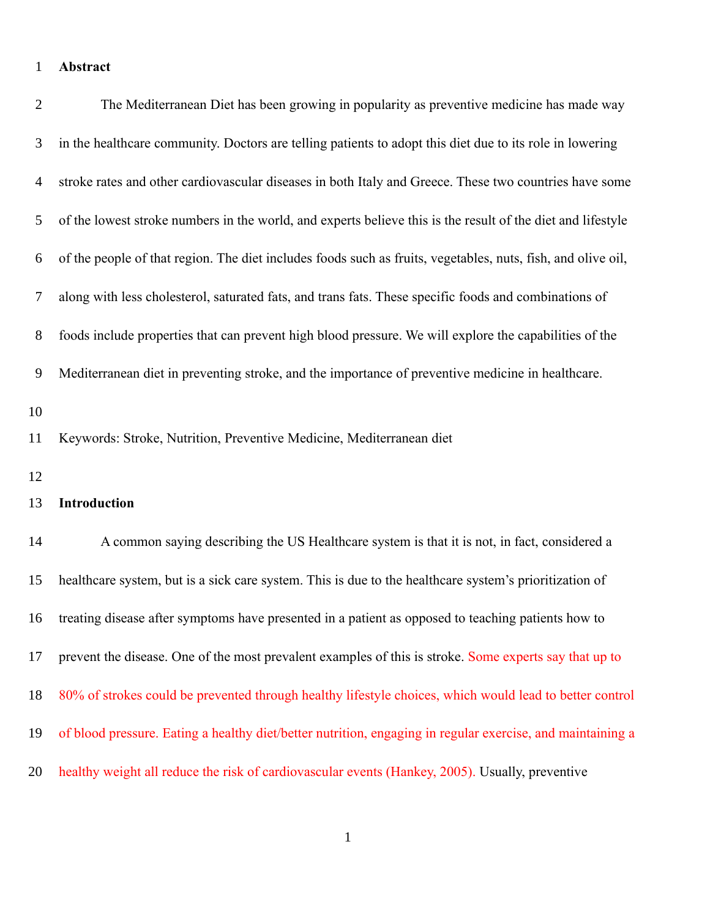## Abstract

The Mediterranean Diet has been growing in popularity as preventive medicine has made way in the healthcare community. Doctors are telling patients to adopt this diet due to its role in lowering stroke rates and other cardiovascular diseases in both Italy and Greece. These two countries have some of the lowest stroke numbers in the world, and experts believe this is the result of the diet and lifestyle of the people of that region. The diet includes foods such as fruits, vegetables, nuts, fish, and olive oil, along with less cholesterol, saturated fats, and trans fats. These specific foods and combinations of foods include properties that can prevent high blood pressure. We will explore the capabilities of the Mediterranean diet in preventing stroke, and the importance of preventive medicine in healthcare.

Keywords: Stroke, Nutrition, Preventive Medicine, Mediterranean diet

## Introduction

A common saying describing the US Healthcare system is that it is not, in fact, considered a healthcare system, but is a sick care system. This is due to the healthcare system's prioritization of treating disease after symptoms have presented in a patient as opposed to teaching patients how to prevent the disease. One of the most prevalent examples of this is stroke. Some experts say that up to 80% of strokes could be prevented through healthy lifestyle choices, which would lead to better control of blood pressure. Eating a healthy diet/better nutrition, engaging in regular exercise, and maintaining a healthy weight all reduce the risk of cardiovascular events (Hankey, 2005). Usually, preventive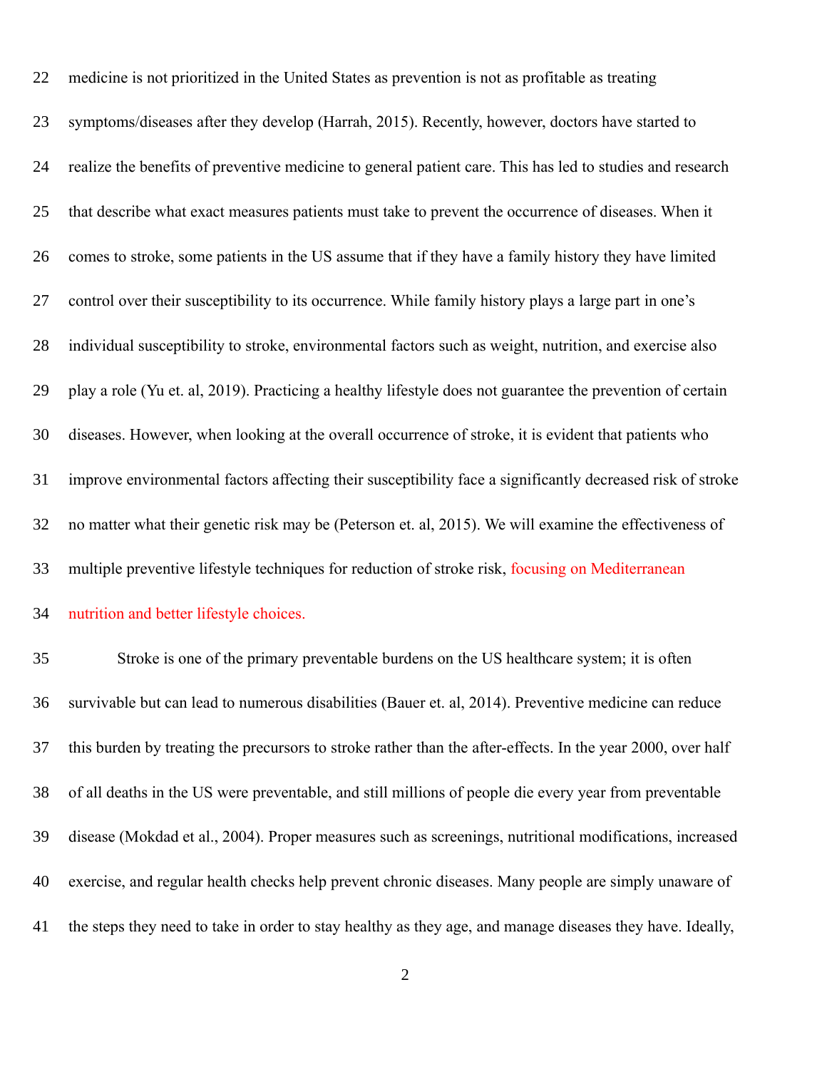medicine is not prioritized in the United States as prevention is not as profitable as treating symptoms/diseases after they develop (Harrah, 2015). Recently, however, doctors have started to realize the benefits of preventive medicine to general patient care. This has led to studies and research that describe what exact measures patients must take to prevent the occurrence of diseases. When it comes to stroke, some patients in the US assume that if they have a family history they have limited control over their susceptibility to its occurrence. While family history plays a large part in one's individual susceptibility to stroke, environmental factors such as weight, nutrition, and exercise also play a role (Yu et. al, 2019). Practicing a healthy lifestyle does not guarantee the prevention of certain diseases. However, when looking at the overall occurrence of stroke, it is evident that patients who improve environmental factors affecting their susceptibility face a significantly decreased risk of stroke no matter what their genetic risk may be (Peterson et. al, 2015). We will examine the effectiveness of multiple preventive lifestyle techniques for reduction of stroke risk, focusing on Mediterranean nutrition and better lifestyle choices.

Stroke is one of the primary preventable burdens on the US healthcare system; it is often survivable but can lead to numerous disabilities (Bauer et. al, 2014). Preventive medicine can reduce this burden by treating the precursors to stroke rather than the after-effects. In the year 2000, over half of all deaths in the US were preventable, and still millions of people die every year from preventable disease (Mokdad et al., 2004). Proper measures such as screenings, nutritional modifications, increased exercise, and regular health checks help prevent chronic diseases. Many people are simply unaware of the steps they need to take in order to stay healthy as they age, and manage diseases they have. Ideally,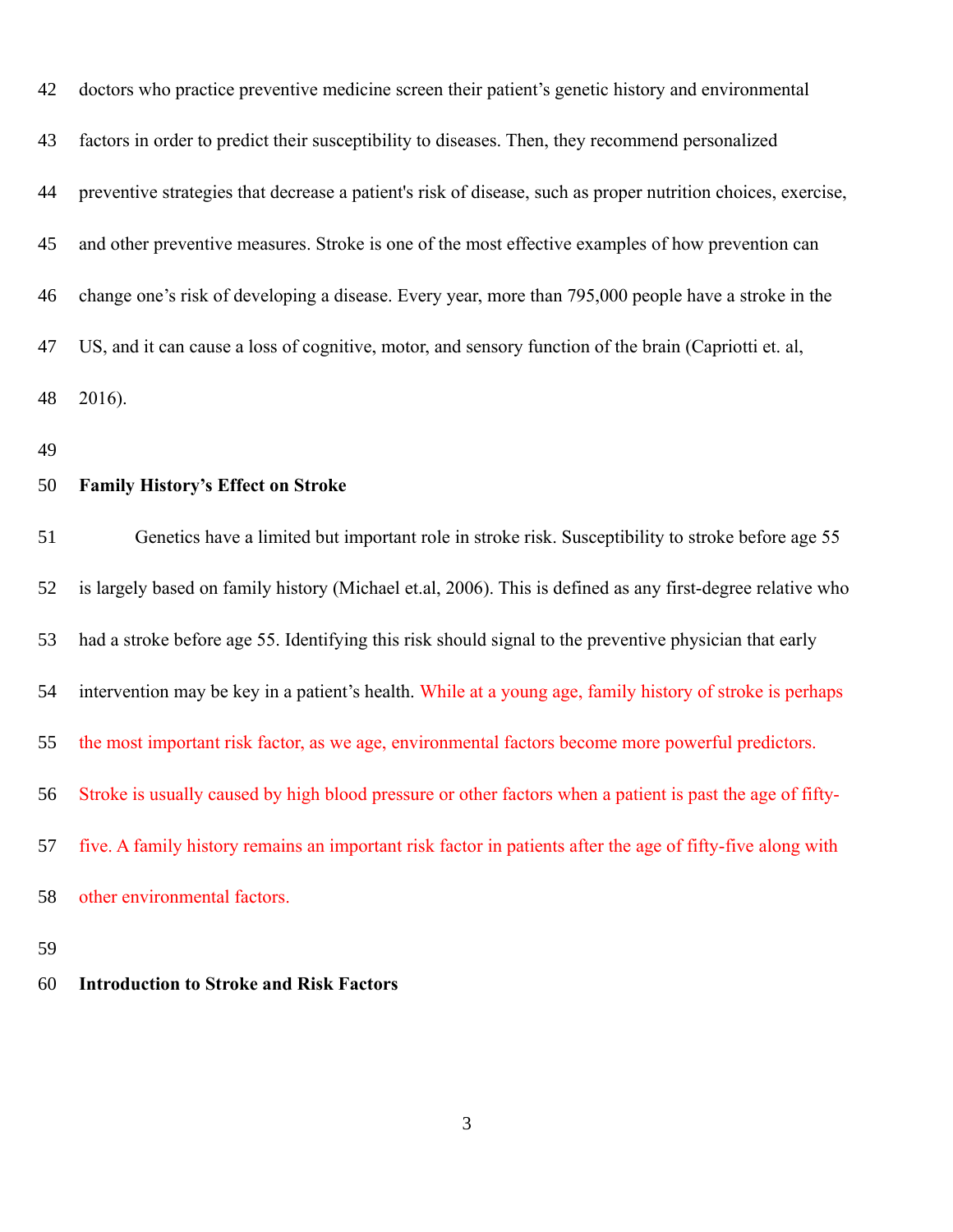doctors who practice preventive medicine screen their patient's genetic history and environmental factors in order to predict their susceptibility to diseases. Then, they recommend personalized preventive strategies that decrease a patient's risk of disease, such as proper nutrition choices, exercise, and other preventive measures. Stroke is one of the most effective examples of how prevention can change one's risk of developing a disease. Every year, more than 795,000 people have a stroke in the US, and it can cause a loss of cognitive, motor, and sensory function of the brain (Capriotti et. al, 2016).

**Family History's Effect on Stroke**

Genetics have a limited but important role in stroke risk. Susceptibility to stroke before age 55 is largely based on family history (Michael et.al, 2006). This is defined as any first-degree relative who had a stroke before age 55. Identifying this risk should signal to the preventive physician that early intervention may be key in a patient's health. While at a young age, family history of stroke is perhaps the most important risk factor, as we age, environmental factors become more powerful predictors. Stroke is usually caused by high blood pressure or other factors when a patient is past the age of fifty-five. A family history remains an important risk factor in patients after the age of fifty-five along with other environmental factors.

**Introduction to Stroke and Risk Factors**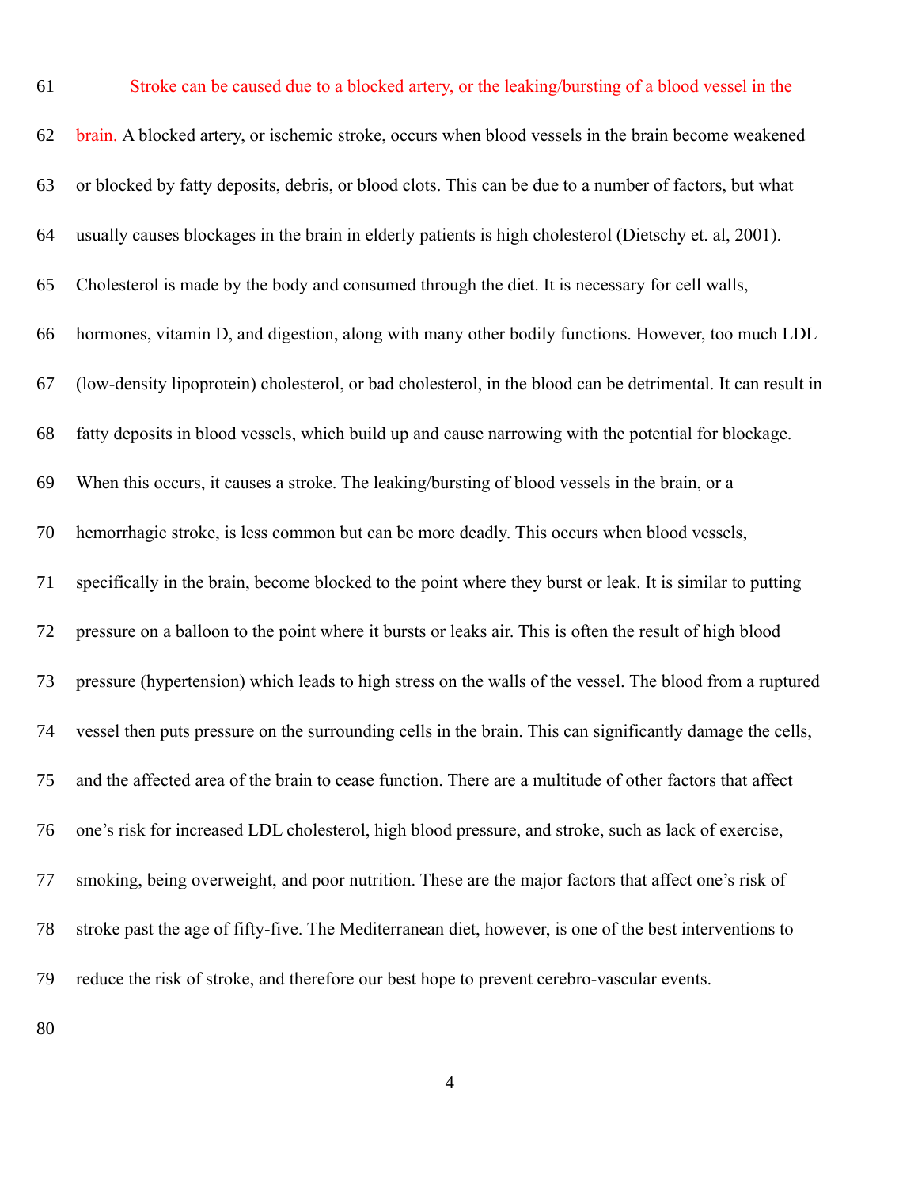Stroke can be caused due to a blocked artery, or the leaking/bursting of a blood vessel in the brain. A blocked artery, or ischemic stroke, occurs when blood vessels in the brain become weakened or blocked by fatty deposits, debris, or blood clots. This can be due to a number of factors, but what usually causes blockages in the brain in elderly patients is high cholesterol (Dietschy et. al, 2001). Cholesterol is made by the body and consumed through the diet. It is necessary for cell walls, hormones, vitamin D, and digestion, along with many other bodily functions. However, too much LDL (low-density lipoprotein) cholesterol, or bad cholesterol, in the blood can be detrimental. It can result in fatty deposits in blood vessels, which build up and cause narrowing with the potential for blockage. When this occurs, it causes a stroke. The leaking/bursting of blood vessels in the brain, or a hemorrhagic stroke, is less common but can be more deadly. This occurs when blood vessels, specifically in the brain, become blocked to the point where they burst or leak. It is similar to putting pressure on a balloon to the point where it bursts or leaks air. This is often the result of high blood pressure (hypertension) which leads to high stress on the walls of the vessel. The blood from a ruptured vessel then puts pressure on the surrounding cells in the brain. This can significantly damage the cells, and the affected area of the brain to cease function. There are a multitude of other factors that affect one's risk for increased LDL cholesterol, high blood pressure, and stroke, such as lack of exercise, smoking, being overweight, and poor nutrition. These are the major factors that affect one's risk of stroke past the age of fifty-five. The Mediterranean diet, however, is one of the best interventions to reduce the risk of stroke, and therefore our best hope to prevent cerebro-vascular events.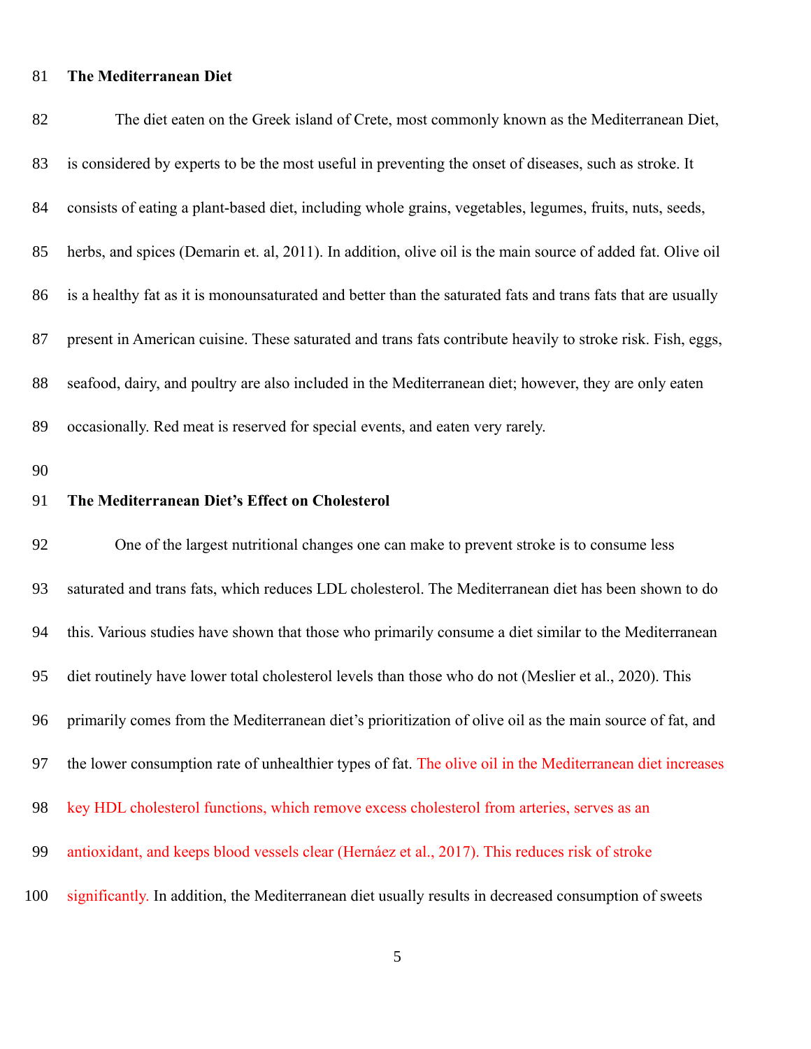**The Mediterranean Diet**

The diet eaten on the Greek island of Crete, most commonly known as the Mediterranean Diet, is considered by experts to be the most useful in preventing the onset of diseases, such as stroke. It consists of eating a plant-based diet, including whole grains, vegetables, legumes, fruits, nuts, seeds, herbs, and spices (Demarin et. al, 2011). In addition, olive oil is the main source of added fat. Olive oil is a healthy fat as it is monounsaturated and better than the saturated fats and trans fats that are usually present in American cuisine. These saturated and trans fats contribute heavily to stroke risk. Fish, eggs, seafood, dairy, and poultry are also included in the Mediterranean diet; however, they are only eaten occasionally. Red meat is reserved for special events, and eaten very rarely.

**The Mediterranean Diet's Effect on Cholesterol**

One of the largest nutritional changes one can make to prevent stroke is to consume less saturated and trans fats, which reduces LDL cholesterol. The Mediterranean diet has been shown to do this. Various studies have shown that those who primarily consume a diet similar to the Mediterranean diet routinely have lower total cholesterol levels than those who do not (Meslier et al., 2020). This primarily comes from the Mediterranean diet's prioritization of olive oil as the main source of fat, and the lower consumption rate of unhealthier types of fat. The olive oil in the Mediterranean diet increases key HDL cholesterol functions, which remove excess cholesterol from arteries, serves as an antioxidant, and keeps blood vessels clear (Hernáez et al., 2017). This reduces risk of stroke significantly. In addition, the Mediterranean diet usually results in decreased consumption of sweets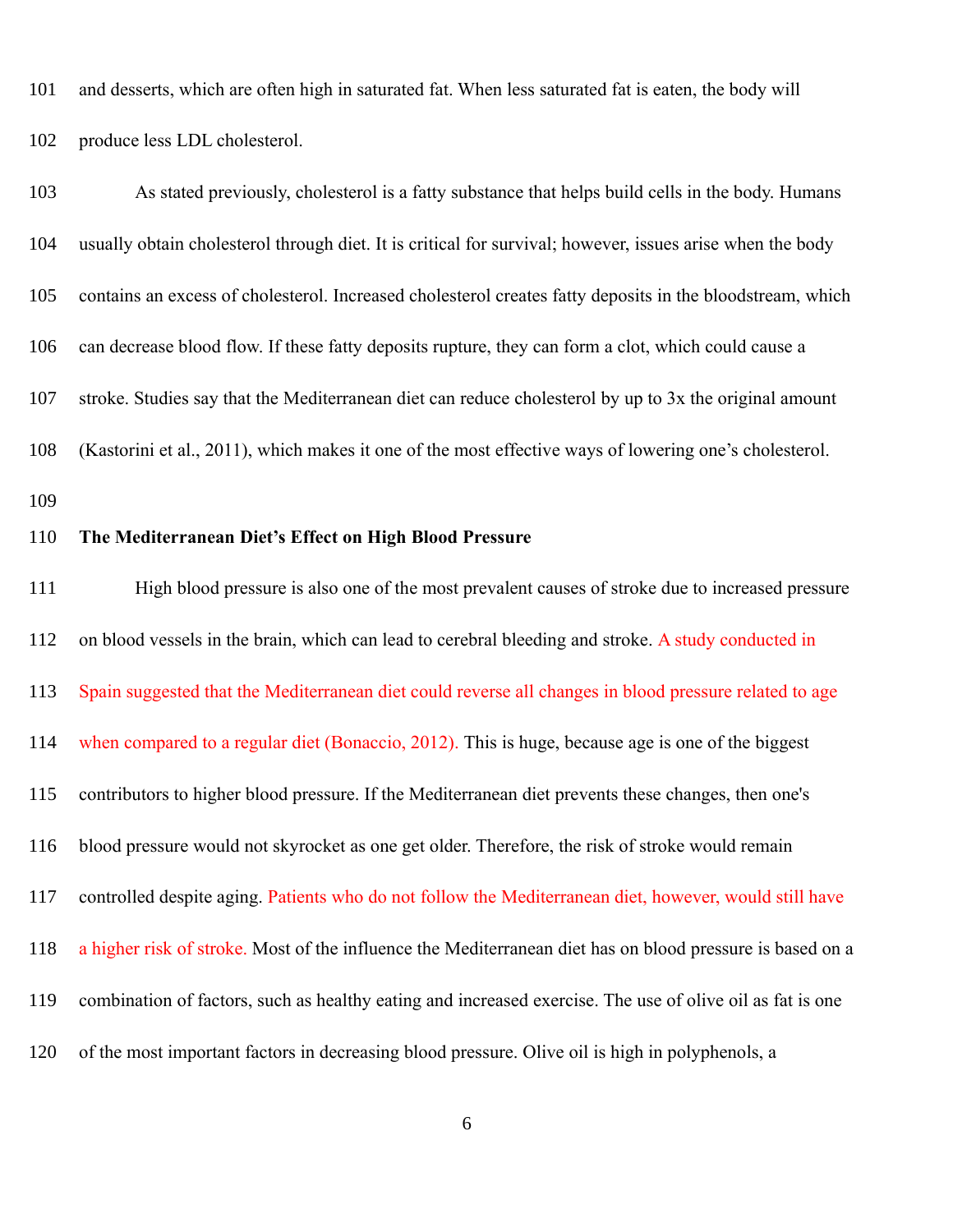and desserts, which are often high in saturated fat. When less saturated fat is eaten, the body will produce less LDL cholesterol.

As stated previously, cholesterol is a fatty substance that helps build cells in the body. Humans usually obtain cholesterol through diet. It is critical for survival; however, issues arise when the body contains an excess of cholesterol. Increased cholesterol creates fatty deposits in the bloodstream, which can decrease blood flow. If these fatty deposits rupture, they can form a clot, which could cause a stroke. Studies say that the Mediterranean diet can reduce cholesterol by up to 3x the original amount (Kastorini et al., 2011), which makes it one of the most effective ways of lowering one's cholesterol.

**The Mediterranean Diet's Effect on High Blood Pressure**

High blood pressure is also one of the most prevalent causes of stroke due to increased pressure on blood vessels in the brain, which can lead to cerebral bleeding and stroke. A study conducted in Spain suggested that the Mediterranean diet could reverse all changes in blood pressure related to age when compared to a regular diet (Bonaccio, 2012). This is huge, because age is one of the biggest contributors to higher blood pressure. If the Mediterranean diet prevents these changes, then one's blood pressure would not skyrocket as one get older. Therefore, the risk of stroke would remain controlled despite aging. Patients who do not follow the Mediterranean diet, however, would still have a higher risk of stroke. Most of the influence the Mediterranean diet has on blood pressure is based on a combination of factors, such as healthy eating and increased exercise. The use of olive oil as fat is one of the most important factors in decreasing blood pressure. Olive oil is high in polyphenols, a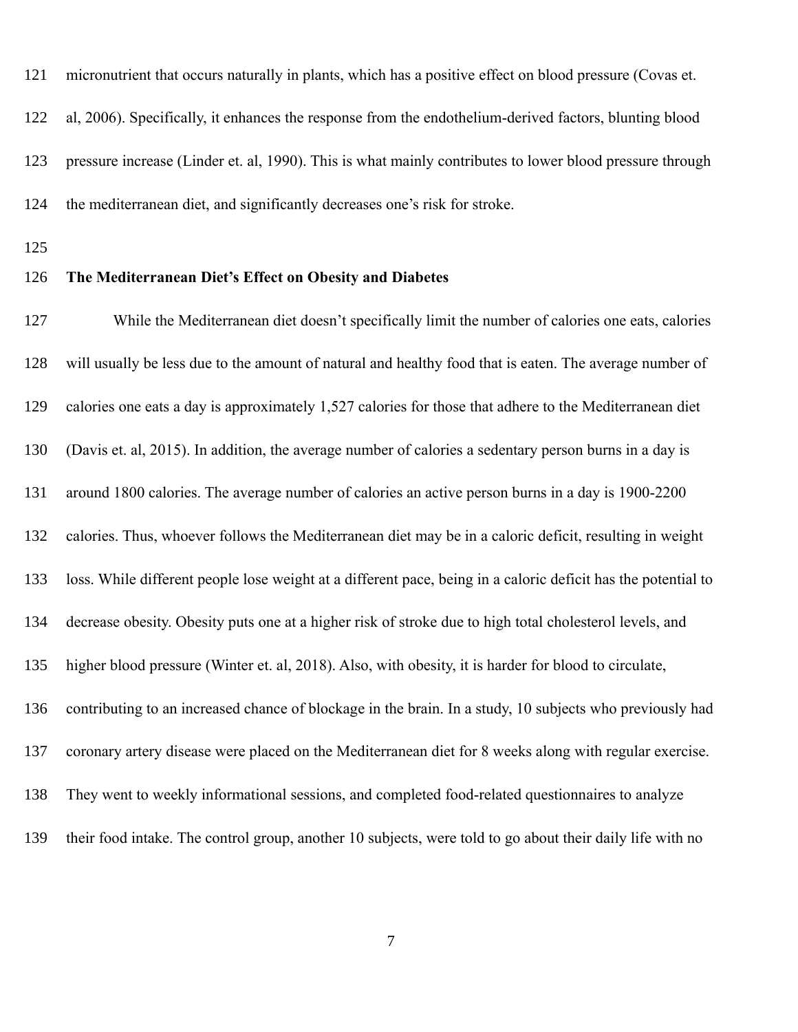micronutrient that occurs naturally in plants, which has a positive effect on blood pressure (Covas et. al, 2006). Specifically, it enhances the response from the endothelium-derived factors, blunting blood pressure increase (Linder et. al, 1990). This is what mainly contributes to lower blood pressure through the mediterranean diet, and significantly decreases one's risk for stroke.

**The Mediterranean Diet's Effect on Obesity and Diabetes**

While the Mediterranean diet doesn't specifically limit the number of calories one eats, calories will usually be less due to the amount of natural and healthy food that is eaten. The average number of calories one eats a day is approximately 1,527 calories for those that adhere to the Mediterranean diet (Davis et. al, 2015). In addition, the average number of calories a sedentary person burns in a day is around 1800 calories. The average number of calories an active person burns in a day is 1900-2200 calories. Thus, whoever follows the Mediterranean diet may be in a caloric deficit, resulting in weight loss. While different people lose weight at a different pace, being in a caloric deficit has the potential to decrease obesity. Obesity puts one at a higher risk of stroke due to high total cholesterol levels, and higher blood pressure (Winter et. al, 2018). Also, with obesity, it is harder for blood to circulate, contributing to an increased chance of blockage in the brain. In a study, 10 subjects who previously had coronary artery disease were placed on the Mediterranean diet for 8 weeks along with regular exercise. They went to weekly informational sessions, and completed food-related questionnaires to analyze their food intake. The control group, another 10 subjects, were told to go about their daily life with no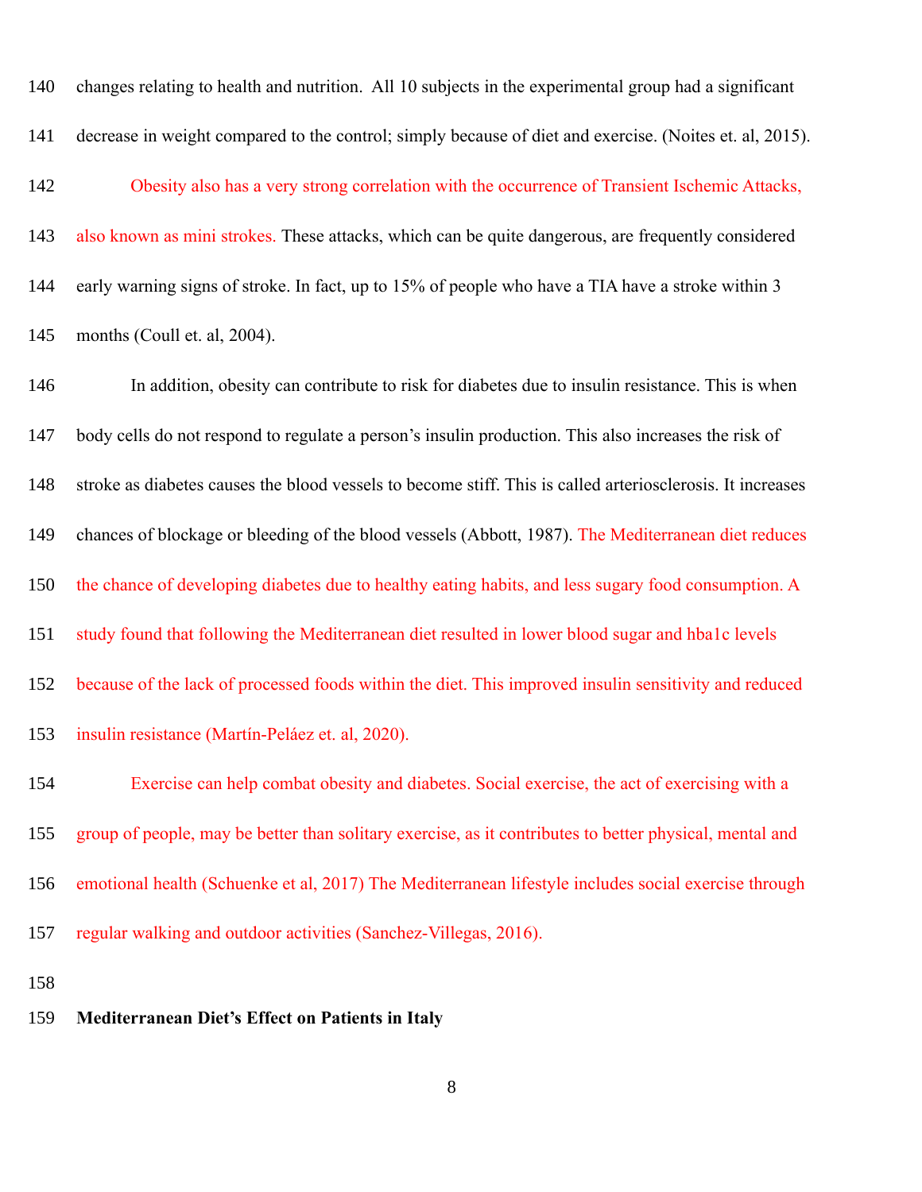changes relating to health and nutrition.  All 10 subjects in the experimental group had a significant decrease in weight compared to the control; simply because of diet and exercise. (Noites et. al, 2015).

Obesity also has a very strong correlation with the occurrence of Transient Ischemic Attacks, also known as mini strokes. These attacks, which can be quite dangerous, are frequently considered early warning signs of stroke. In fact, up to 15% of people who have a TIA have a stroke within 3 months (Coull et. al, 2004).

In addition, obesity can contribute to risk for diabetes due to insulin resistance. This is when body cells do not respond to regulate a person's insulin production. This also increases the risk of stroke as diabetes causes the blood vessels to become stiff. This is called arteriosclerosis. It increases chances of blockage or bleeding of the blood vessels (Abbott, 1987). The Mediterranean diet reduces the chance of developing diabetes due to healthy eating habits, and less sugary food consumption. A study found that following the Mediterranean diet resulted in lower blood sugar and hba1c levels because of the lack of processed foods within the diet. This improved insulin sensitivity and reduced insulin resistance (Martín-Peláez et. al, 2020).

Exercise can help combat obesity and diabetes. Social exercise, the act of exercising with a group of people, may be better than solitary exercise, as it contributes to better physical, mental and emotional health (Schuenke et al, 2017) The Mediterranean lifestyle includes social exercise through regular walking and outdoor activities (Sanchez-Villegas, 2016).

**Mediterranean Diet's Effect on Patients in Italy**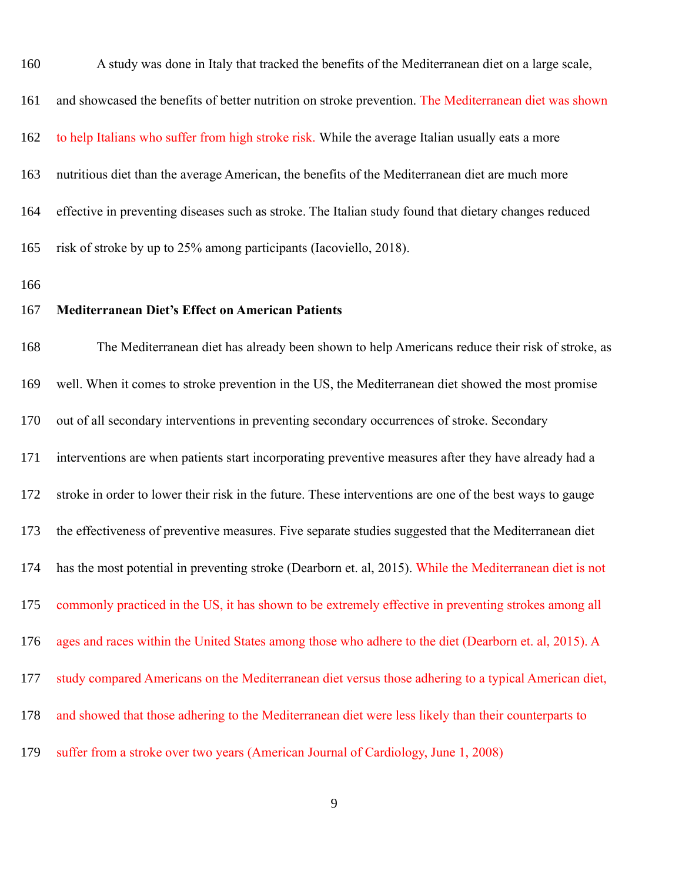A study was done in Italy that tracked the benefits of the Mediterranean diet on a large scale, and showcased the benefits of better nutrition on stroke prevention. The Mediterranean diet was shown to help Italians who suffer from high stroke risk. While the average Italian usually eats a more nutritious diet than the average American, the benefits of the Mediterranean diet are much more effective in preventing diseases such as stroke. The Italian study found that dietary changes reduced risk of stroke by up to 25% among participants (Iacoviello, 2018).

**Mediterranean Diet's Effect on American Patients**

The Mediterranean diet has already been shown to help Americans reduce their risk of stroke, as well. When it comes to stroke prevention in the US, the Mediterranean diet showed the most promise out of all secondary interventions in preventing secondary occurrences of stroke. Secondary interventions are when patients start incorporating preventive measures after they have already had a stroke in order to lower their risk in the future. These interventions are one of the best ways to gauge the effectiveness of preventive measures. Five separate studies suggested that the Mediterranean diet has the most potential in preventing stroke (Dearborn et. al, 2015). While the Mediterranean diet is not commonly practiced in the US, it has shown to be extremely effective in preventing strokes among all ages and races within the United States among those who adhere to the diet (Dearborn et. al, 2015). A study compared Americans on the Mediterranean diet versus those adhering to a typical American diet, and showed that those adhering to the Mediterranean diet were less likely than their counterparts to suffer from a stroke over two years (American Journal of Cardiology, June 1, 2008)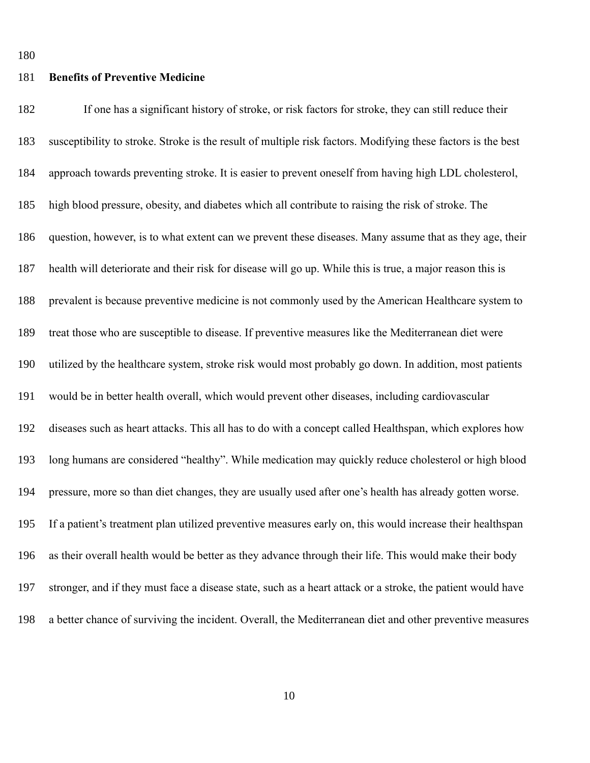## Benefits of Preventive Medicine

If one has a significant history of stroke, or risk factors for stroke, they can still reduce their susceptibility to stroke. Stroke is the result of multiple risk factors. Modifying these factors is the best approach towards preventing stroke. It is easier to prevent oneself from having high LDL cholesterol, high blood pressure, obesity, and diabetes which all contribute to raising the risk of stroke. The question, however, is to what extent can we prevent these diseases. Many assume that as they age, their health will deteriorate and their risk for disease will go up. While this is true, a major reason this is prevalent is because preventive medicine is not commonly used by the American Healthcare system to treat those who are susceptible to disease. If preventive measures like the Mediterranean diet were utilized by the healthcare system, stroke risk would most probably go down. In addition, most patients would be in better health overall, which would prevent other diseases, including cardiovascular diseases such as heart attacks. This all has to do with a concept called Healthspan, which explores how long humans are considered "healthy". While medication may quickly reduce cholesterol or high blood pressure, more so than diet changes, they are usually used after one's health has already gotten worse. If a patient's treatment plan utilized preventive measures early on, this would increase their healthspan as their overall health would be better as they advance through their life. This would make their body stronger, and if they must face a disease state, such as a heart attack or a stroke, the patient would have a better chance of surviving the incident. Overall, the Mediterranean diet and other preventive measures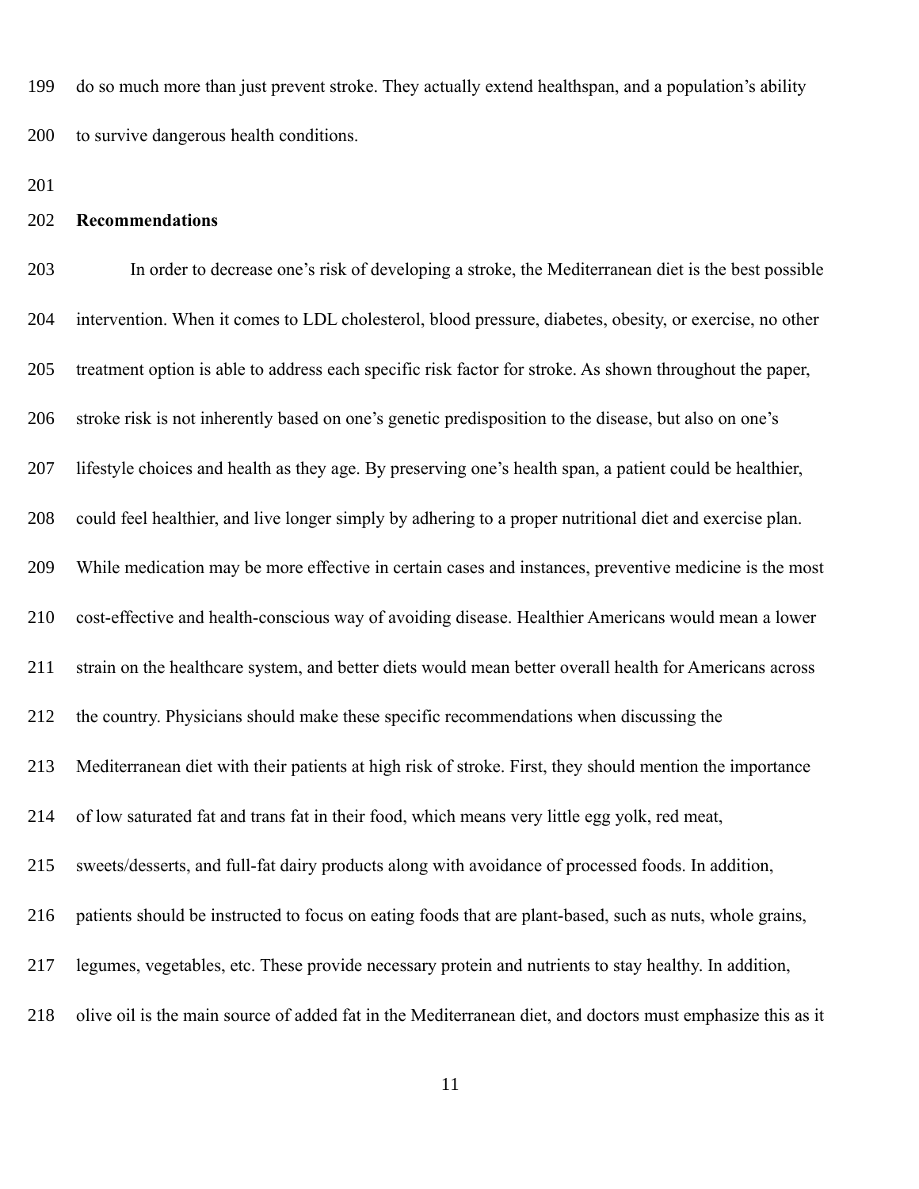do so much more than just prevent stroke. They actually extend healthspan, and a population's ability to survive dangerous health conditions.

## Recommendations

In order to decrease one's risk of developing a stroke, the Mediterranean diet is the best possible intervention. When it comes to LDL cholesterol, blood pressure, diabetes, obesity, or exercise, no other treatment option is able to address each specific risk factor for stroke. As shown throughout the paper, stroke risk is not inherently based on one's genetic predisposition to the disease, but also on one's lifestyle choices and health as they age. By preserving one's health span, a patient could be healthier, could feel healthier, and live longer simply by adhering to a proper nutritional diet and exercise plan. While medication may be more effective in certain cases and instances, preventive medicine is the most cost-effective and health-conscious way of avoiding disease. Healthier Americans would mean a lower strain on the healthcare system, and better diets would mean better overall health for Americans across the country. Physicians should make these specific recommendations when discussing the Mediterranean diet with their patients at high risk of stroke. First, they should mention the importance of low saturated fat and trans fat in their food, which means very little egg yolk, red meat, sweets/desserts, and full-fat dairy products along with avoidance of processed foods. In addition, patients should be instructed to focus on eating foods that are plant-based, such as nuts, whole grains, legumes, vegetables, etc. These provide necessary protein and nutrients to stay healthy. In addition, olive oil is the main source of added fat in the Mediterranean diet, and doctors must emphasize this as it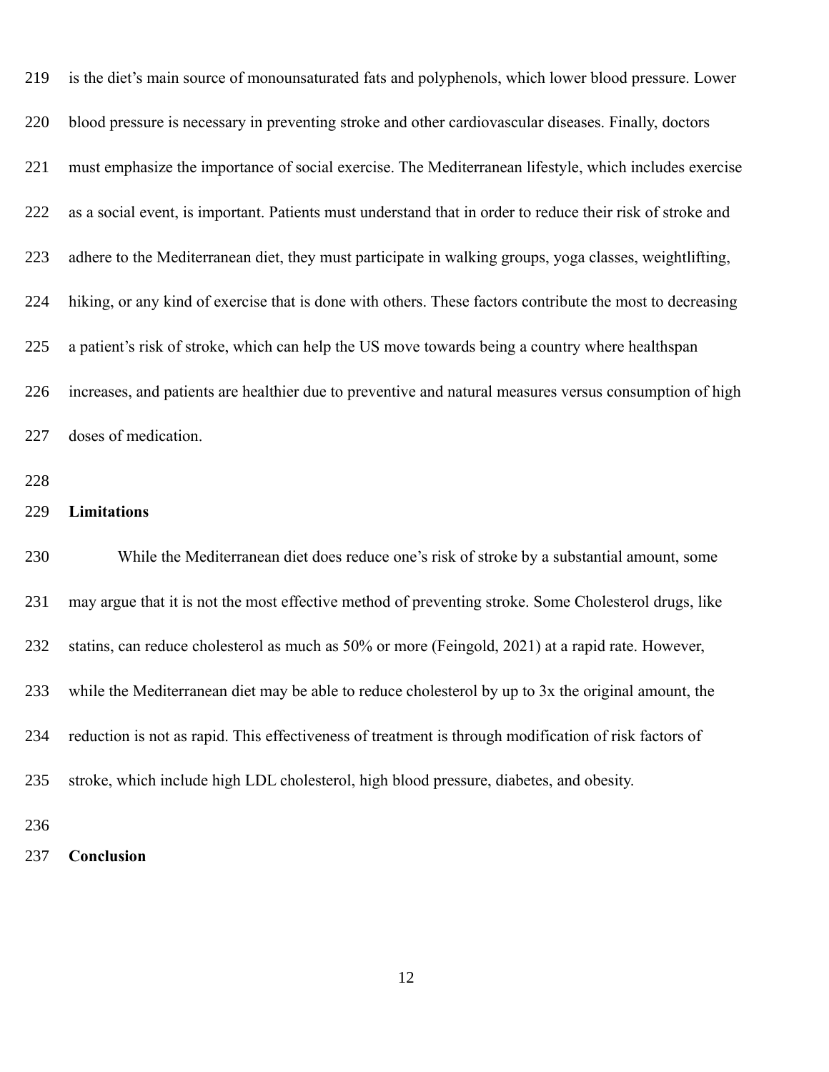is the diet's main source of monounsaturated fats and polyphenols, which lower blood pressure. Lower blood pressure is necessary in preventing stroke and other cardiovascular diseases. Finally, doctors must emphasize the importance of social exercise. The Mediterranean lifestyle, which includes exercise as a social event, is important. Patients must understand that in order to reduce their risk of stroke and adhere to the Mediterranean diet, they must participate in walking groups, yoga classes, weightlifting, hiking, or any kind of exercise that is done with others. These factors contribute the most to decreasing a patient's risk of stroke, which can help the US move towards being a country where healthspan increases, and patients are healthier due to preventive and natural measures versus consumption of high doses of medication.

**Limitations**

While the Mediterranean diet does reduce one's risk of stroke by a substantial amount, some may argue that it is not the most effective method of preventing stroke. Some Cholesterol drugs, like statins, can reduce cholesterol as much as 50% or more (Feingold, 2021) at a rapid rate. However, while the Mediterranean diet may be able to reduce cholesterol by up to 3x the original amount, the reduction is not as rapid. This effectiveness of treatment is through modification of risk factors of stroke, which include high LDL cholesterol, high blood pressure, diabetes, and obesity.

**Conclusion**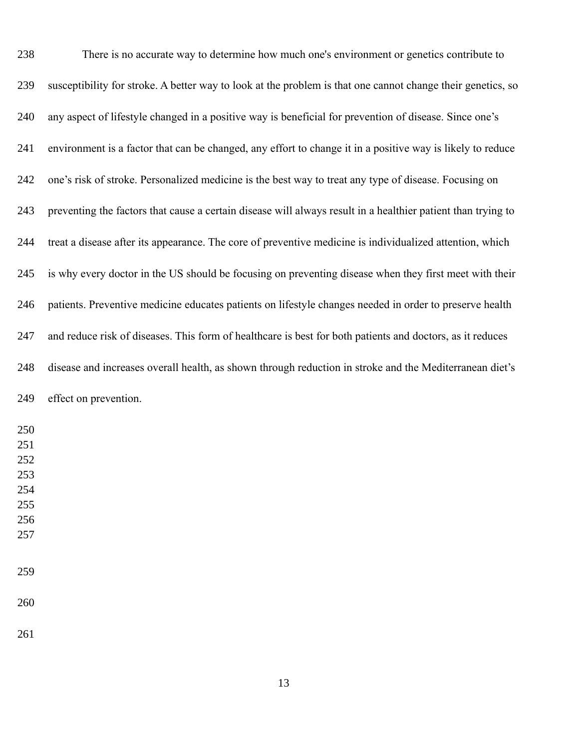There is no accurate way to determine how much one's environment or genetics contribute to susceptibility for stroke. A better way to look at the problem is that one cannot change their genetics, so any aspect of lifestyle changed in a positive way is beneficial for prevention of disease. Since one's environment is a factor that can be changed, any effort to change it in a positive way is likely to reduce one's risk of stroke. Personalized medicine is the best way to treat any type of disease. Focusing on preventing the factors that cause a certain disease will always result in a healthier patient than trying to treat a disease after its appearance. The core of preventive medicine is individualized attention, which is why every doctor in the US should be focusing on preventing disease when they first meet with their patients. Preventive medicine educates patients on lifestyle changes needed in order to preserve health and reduce risk of diseases. This form of healthcare is best for both patients and doctors, as it reduces disease and increases overall health, as shown through reduction in stroke and the Mediterranean diet's effect on prevention.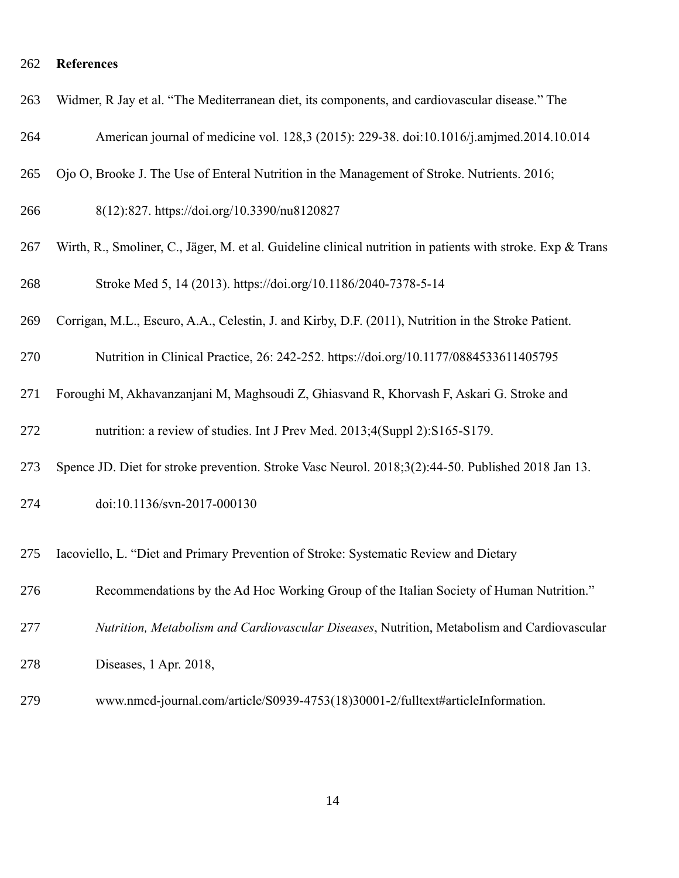## References

Widmer, R Jay et al. "The Mediterranean diet, its components, and cardiovascular disease." The American journal of medicine vol. 128,3 (2015): 229-38. doi:10.1016/j.amjmed.2014.10.014

Ojo O, Brooke J. The Use of Enteral Nutrition in the Management of Stroke. Nutrients. 2016; 8(12):827. https://doi.org/10.3390/nu8120827

Wirth, R., Smoliner, C., Jäger, M. et al. Guideline clinical nutrition in patients with stroke. Exp & Trans Stroke Med 5, 14 (2013). https://doi.org/10.1186/2040-7378-5-14

Corrigan, M.L., Escuro, A.A., Celestin, J. and Kirby, D.F. (2011), Nutrition in the Stroke Patient. Nutrition in Clinical Practice, 26: 242-252. https://doi.org/10.1177/0884533611405795

Foroughi M, Akhavanzanjani M, Maghsoudi Z, Ghiasvand R, Khorvash F, Askari G. Stroke and nutrition: a review of studies. Int J Prev Med. 2013;4(Suppl 2):S165-S179.

Spence JD. Diet for stroke prevention. Stroke Vasc Neurol. 2018;3(2):44-50. Published 2018 Jan 13. doi:10.1136/svn-2017-000130

Iacoviello, L. "Diet and Primary Prevention of Stroke: Systematic Review and Dietary Recommendations by the Ad Hoc Working Group of the Italian Society of Human Nutrition." *Nutrition, Metabolism and Cardiovascular Diseases*, Nutrition, Metabolism and Cardiovascular Diseases, 1 Apr. 2018, www.nmcd-journal.com/article/S0939-4753(18)30001-2/fulltext#articleInformation.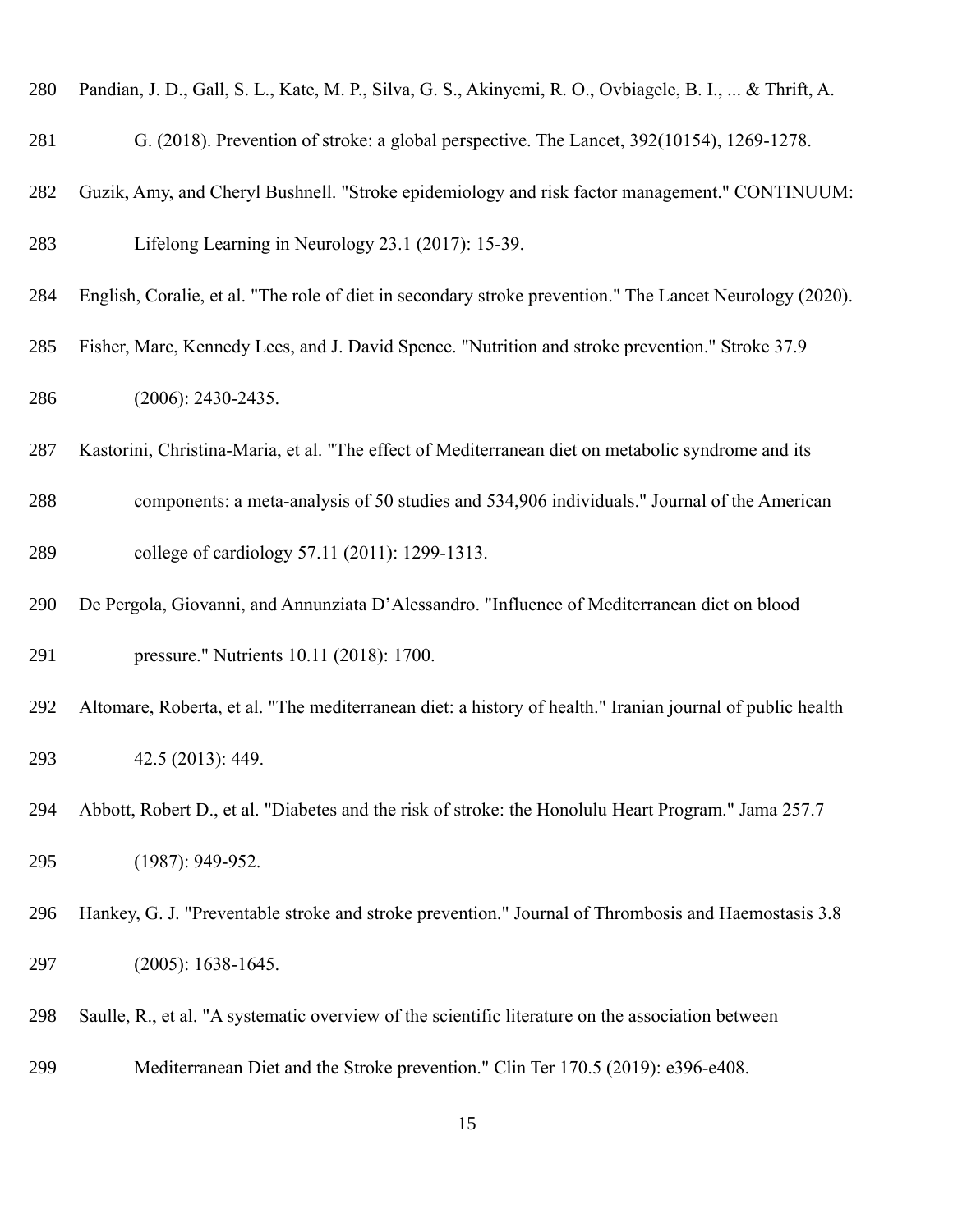Pandian, J. D., Gall, S. L., Kate, M. P., Silva, G. S., Akinyemi, R. O., Ovbiagele, B. I., ... & Thrift, A. G. (2018). Prevention of stroke: a global perspective. The Lancet, 392(10154), 1269-1278.

Guzik, Amy, and Cheryl Bushnell. "Stroke epidemiology and risk factor management." CONTINUUM: Lifelong Learning in Neurology 23.1 (2017): 15-39.

English, Coralie, et al. "The role of diet in secondary stroke prevention." The Lancet Neurology (2020).

Fisher, Marc, Kennedy Lees, and J. David Spence. "Nutrition and stroke prevention." Stroke 37.9 (2006): 2430-2435.

Kastorini, Christina-Maria, et al. "The effect of Mediterranean diet on metabolic syndrome and its components: a meta-analysis of 50 studies and 534,906 individuals." Journal of the American college of cardiology 57.11 (2011): 1299-1313.

De Pergola, Giovanni, and Annunziata D'Alessandro. "Influence of Mediterranean diet on blood pressure." Nutrients 10.11 (2018): 1700.

Altomare, Roberta, et al. "The mediterranean diet: a history of health." Iranian journal of public health 42.5 (2013): 449.

Abbott, Robert D., et al. "Diabetes and the risk of stroke: the Honolulu Heart Program." Jama 257.7 (1987): 949-952.

Hankey, G. J. "Preventable stroke and stroke prevention." Journal of Thrombosis and Haemostasis 3.8 (2005): 1638-1645.

Saulle, R., et al. "A systematic overview of the scientific literature on the association between Mediterranean Diet and the Stroke prevention." Clin Ter 170.5 (2019): e396-e408.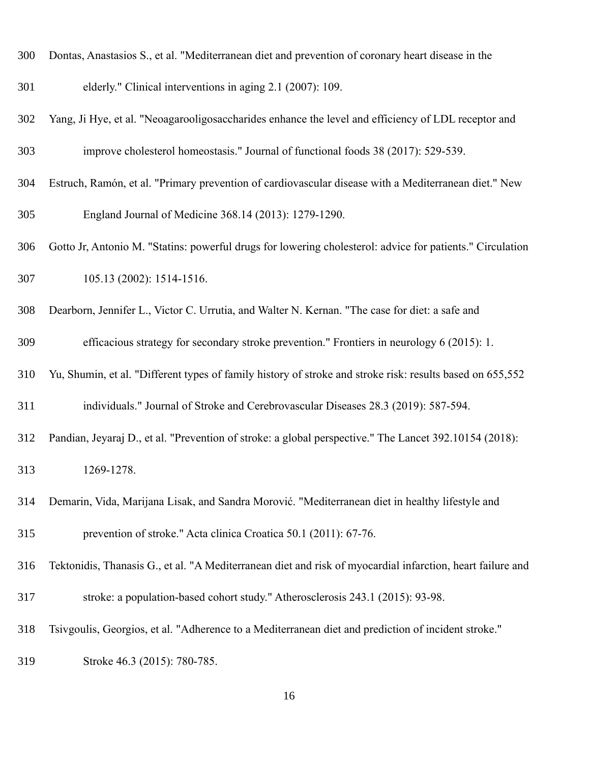Dontas, Anastasios S., et al. "Mediterranean diet and prevention of coronary heart disease in the elderly." Clinical interventions in aging 2.1 (2007): 109.

Yang, Ji Hye, et al. "Neoagarooligosaccharides enhance the level and efficiency of LDL receptor and improve cholesterol homeostasis." Journal of functional foods 38 (2017): 529-539.

Estruch, Ramón, et al. "Primary prevention of cardiovascular disease with a Mediterranean diet." New England Journal of Medicine 368.14 (2013): 1279-1290.

Gotto Jr, Antonio M. "Statins: powerful drugs for lowering cholesterol: advice for patients." Circulation 105.13 (2002): 1514-1516.

Dearborn, Jennifer L., Victor C. Urrutia, and Walter N. Kernan. "The case for diet: a safe and efficacious strategy for secondary stroke prevention." Frontiers in neurology 6 (2015): 1.

Yu, Shumin, et al. "Different types of family history of stroke and stroke risk: results based on 655,552 individuals." Journal of Stroke and Cerebrovascular Diseases 28.3 (2019): 587-594.

Pandian, Jeyaraj D., et al. "Prevention of stroke: a global perspective." The Lancet 392.10154 (2018): 1269-1278.

Demarin, Vida, Marijana Lisak, and Sandra Morović. "Mediterranean diet in healthy lifestyle and prevention of stroke." Acta clinica Croatica 50.1 (2011): 67-76.

Tektonidis, Thanasis G., et al. "A Mediterranean diet and risk of myocardial infarction, heart failure and stroke: a population-based cohort study." Atherosclerosis 243.1 (2015): 93-98.

Tsivgoulis, Georgios, et al. "Adherence to a Mediterranean diet and prediction of incident stroke." Stroke 46.3 (2015): 780-785.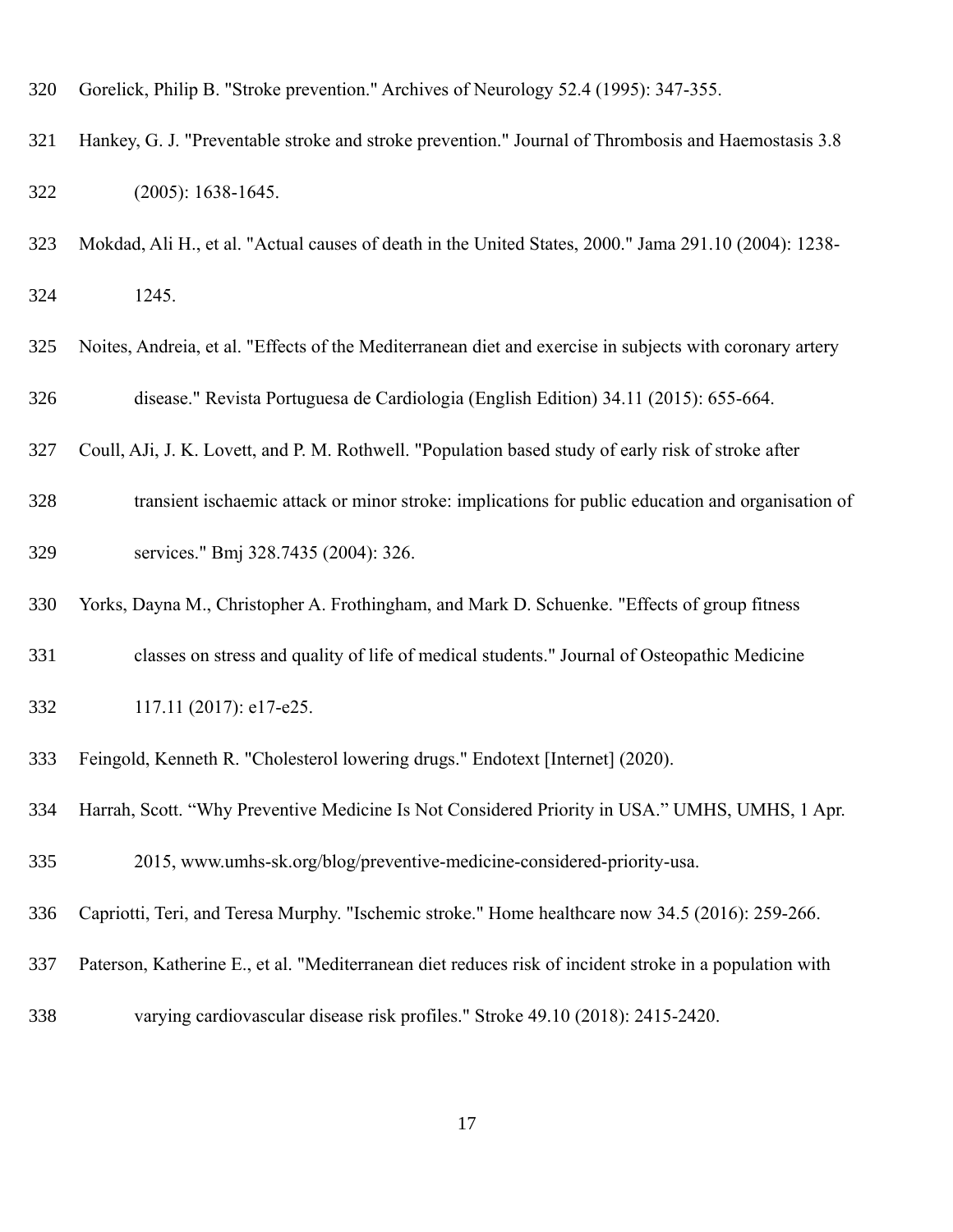Gorelick, Philip B. "Stroke prevention." Archives of Neurology 52.4 (1995): 347-355.

Hankey, G. J. "Preventable stroke and stroke prevention." Journal of Thrombosis and Haemostasis 3.8 (2005): 1638-1645.

Mokdad, Ali H., et al. "Actual causes of death in the United States, 2000." Jama 291.10 (2004): 1238-1245.

Noites, Andreia, et al. "Effects of the Mediterranean diet and exercise in subjects with coronary artery disease." Revista Portuguesa de Cardiologia (English Edition) 34.11 (2015): 655-664.

Coull, AJi, J. K. Lovett, and P. M. Rothwell. "Population based study of early risk of stroke after transient ischaemic attack or minor stroke: implications for public education and organisation of services." Bmj 328.7435 (2004): 326.

Yorks, Dayna M., Christopher A. Frothingham, and Mark D. Schuenke. "Effects of group fitness classes on stress and quality of life of medical students." Journal of Osteopathic Medicine 117.11 (2017): e17-e25.

Feingold, Kenneth R. "Cholesterol lowering drugs." Endotext [Internet] (2020).

Harrah, Scott. "Why Preventive Medicine Is Not Considered Priority in USA." UMHS, UMHS, 1 Apr. 2015, www.umhs-sk.org/blog/preventive-medicine-considered-priority-usa.

Capriotti, Teri, and Teresa Murphy. "Ischemic stroke." Home healthcare now 34.5 (2016): 259-266.

Paterson, Katherine E., et al. "Mediterranean diet reduces risk of incident stroke in a population with varying cardiovascular disease risk profiles." Stroke 49.10 (2018): 2415-2420.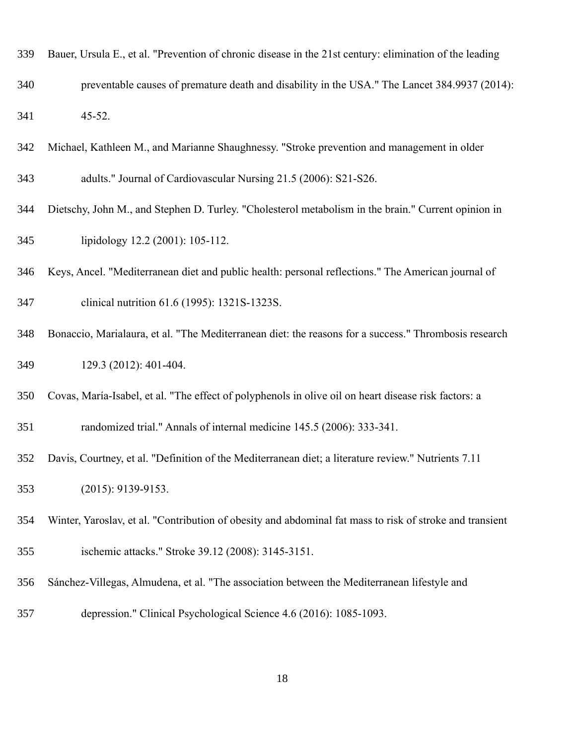Bauer, Ursula E., et al. "Prevention of chronic disease in the 21st century: elimination of the leading preventable causes of premature death and disability in the USA." The Lancet 384.9937 (2014): 45-52.

Michael, Kathleen M., and Marianne Shaughnessy. "Stroke prevention and management in older adults." Journal of Cardiovascular Nursing 21.5 (2006): S21-S26.

Dietschy, John M., and Stephen D. Turley. "Cholesterol metabolism in the brain." Current opinion in lipidology 12.2 (2001): 105-112.

Keys, Ancel. "Mediterranean diet and public health: personal reflections." The American journal of clinical nutrition 61.6 (1995): 1321S-1323S.

Bonaccio, Marialaura, et al. "The Mediterranean diet: the reasons for a success." Thrombosis research 129.3 (2012): 401-404.

Covas, María-Isabel, et al. "The effect of polyphenols in olive oil on heart disease risk factors: a randomized trial." Annals of internal medicine 145.5 (2006): 333-341.

Davis, Courtney, et al. "Definition of the Mediterranean diet; a literature review." Nutrients 7.11 (2015): 9139-9153.

Winter, Yaroslav, et al. "Contribution of obesity and abdominal fat mass to risk of stroke and transient ischemic attacks." Stroke 39.12 (2008): 3145-3151.

Sánchez-Villegas, Almudena, et al. "The association between the Mediterranean lifestyle and depression." Clinical Psychological Science 4.6 (2016): 1085-1093.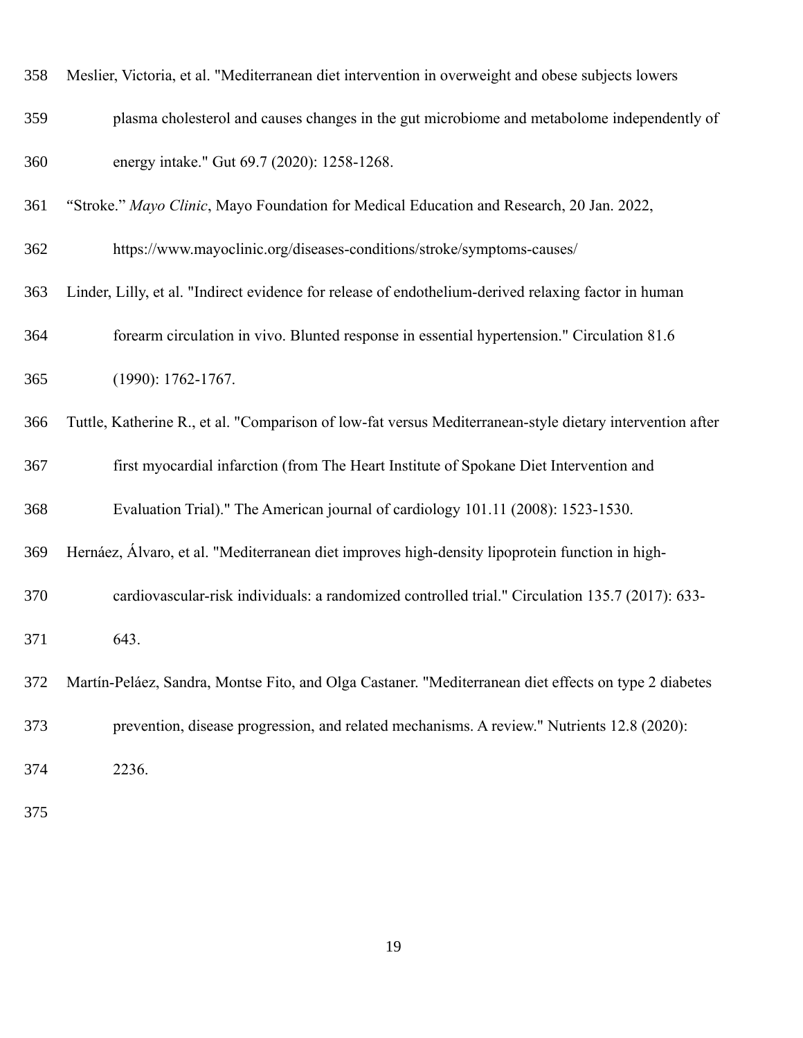Meslier, Victoria, et al. "Mediterranean diet intervention in overweight and obese subjects lowers plasma cholesterol and causes changes in the gut microbiome and metabolome independently of energy intake." Gut 69.7 (2020): 1258-1268.

"Stroke." *Mayo Clinic*, Mayo Foundation for Medical Education and Research, 20 Jan. 2022, https://www.mayoclinic.org/diseases-conditions/stroke/symptoms-causes/

Linder, Lilly, et al. "Indirect evidence for release of endothelium-derived relaxing factor in human forearm circulation in vivo. Blunted response in essential hypertension." Circulation 81.6 (1990): 1762-1767.

Tuttle, Katherine R., et al. "Comparison of low-fat versus Mediterranean-style dietary intervention after first myocardial infarction (from The Heart Institute of Spokane Diet Intervention and Evaluation Trial)." The American journal of cardiology 101.11 (2008): 1523-1530.

Hernáez, Álvaro, et al. "Mediterranean diet improves high-density lipoprotein function in high-cardiovascular-risk individuals: a randomized controlled trial." Circulation 135.7 (2017): 633-643.

Martín-Peláez, Sandra, Montse Fito, and Olga Castaner. "Mediterranean diet effects on type 2 diabetes prevention, disease progression, and related mechanisms. A review." Nutrients 12.8 (2020): 2236.